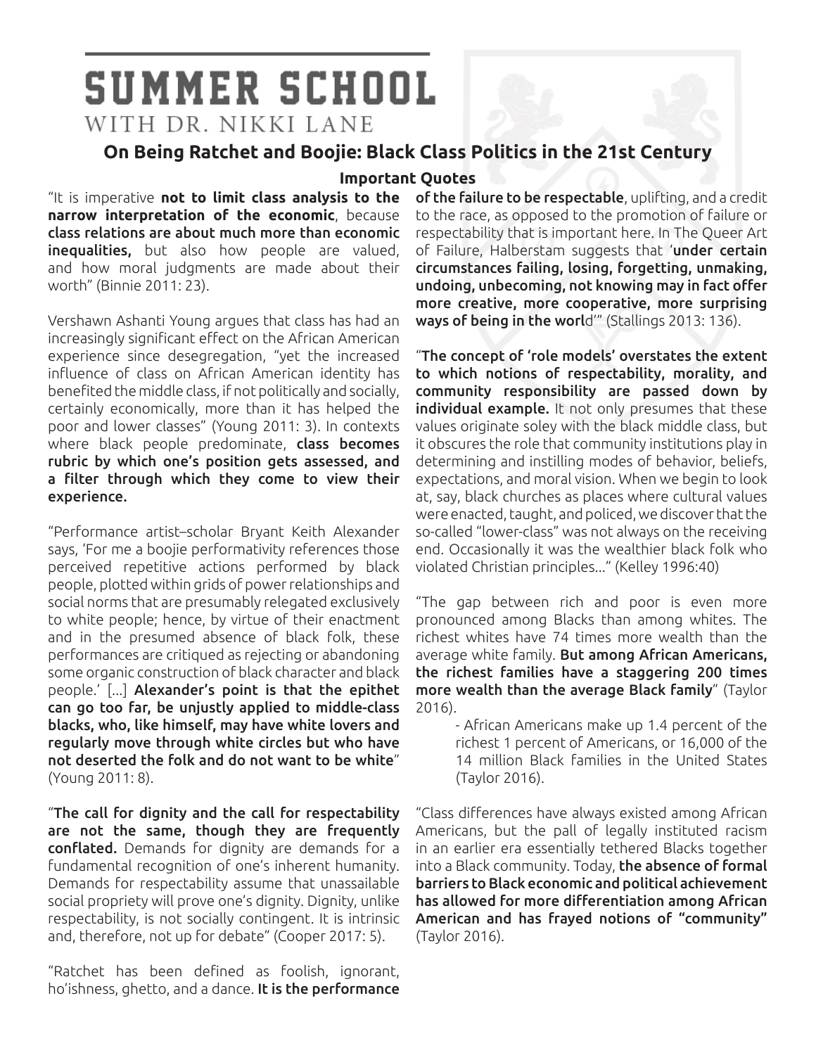# SUMMER SCHOOL

WITH DR. NIKKI LANE

## On Being Ratchet and Boojie: Black Class Politics in the 21st Century

### Important Quotes

"It is imperative **not to limit class analysis to the narrow interpretation of the economic**, because **class relations are about much more than economic inequalities,** but also how people are valued, and how moral judgments are made about their worth" (Binnie 2011: 23).

Vershawn Ashanti Young argues that class has had an increasingly significant effect on the African American experience since desegregation, "yet the increased influence of class on African American identity has benefited the middle class, if not politically and socially, certainly economically, more than it has helped the poor and lower classes" (Young 2011: 3). In contexts where black people predominate, **class becomes rubric by which one's position gets assessed, and a filter through which they come to view their experience.**

"Performance artist–scholar Bryant Keith Alexander says, 'For me a boojie performativity references those perceived repetitive actions performed by black people, plotted within grids of power relationships and social norms that are presumably relegated exclusively to white people; hence, by virtue of their enactment and in the presumed absence of black folk, these performances are critiqued as rejecting or abandoning some organic construction of black character and black people.' [...] **Alexander's point is that the epithet can go too far, be unjustly applied to middle-class blacks, who, like himself, may have white lovers and regularly move through white circles but who have not deserted the folk and do not want to be white**" (Young 2011: 8).

"**The call for dignity and the call for respectability are not the same, though they are frequently conflated.** Demands for dignity are demands for a fundamental recognition of one's inherent humanity. Demands for respectability assume that unassailable social propriety will prove one's dignity. Dignity, unlike respectability, is not socially contingent. It is intrinsic and, therefore, not up for debate" (Cooper 2017: 5).

"Ratchet has been defined as foolish, ignorant, ho'ishness, ghetto, and a dance. **It is the performance of the failure to be respectable**, uplifting, and a credit to the race, as opposed to the promotion of failure or respectability that is important here. In The Queer Art of Failure, Halberstam suggests that '**under certain circumstances failing, losing, forgetting, unmaking, undoing, unbecoming, not knowing may in fact offer more creative, more cooperative, more surprising ways of being in the world**'" (Stallings 2013: 136).

"**The concept of 'role models' overstates the extent to which notions of respectability, morality, and community responsibility are passed down by individual example.** It not only presumes that these values originate soley with the black middle class, but it obscures the role that community institutions play in determining and instilling modes of behavior, beliefs, expectations, and moral vision. When we begin to look at, say, black churches as places where cultural values were enacted, taught, and policed, we discover that the so-called "lower-class" was not always on the receiving end. Occasionally it was the wealthier black folk who violated Christian principles..." (Kelley 1996:40)

"The gap between rich and poor is even more pronounced among Blacks than among whites. The richest whites have 74 times more wealth than the average white family. **But among African Americans, the richest families have a staggering 200 times more wealth than the average Black family**" (Taylor 2016).

- African Americans make up 1.4 percent of the richest 1 percent of Americans, or 16,000 of the 14 million Black families in the United States (Taylor 2016).

"Class differences have always existed among African Americans, but the pall of legally instituted racism in an earlier era essentially tethered Blacks together into a Black community. Today, **the absence of formal barriers to Black economic and political achievement has allowed for more differentiation among African American and has frayed notions of "community"** (Taylor 2016).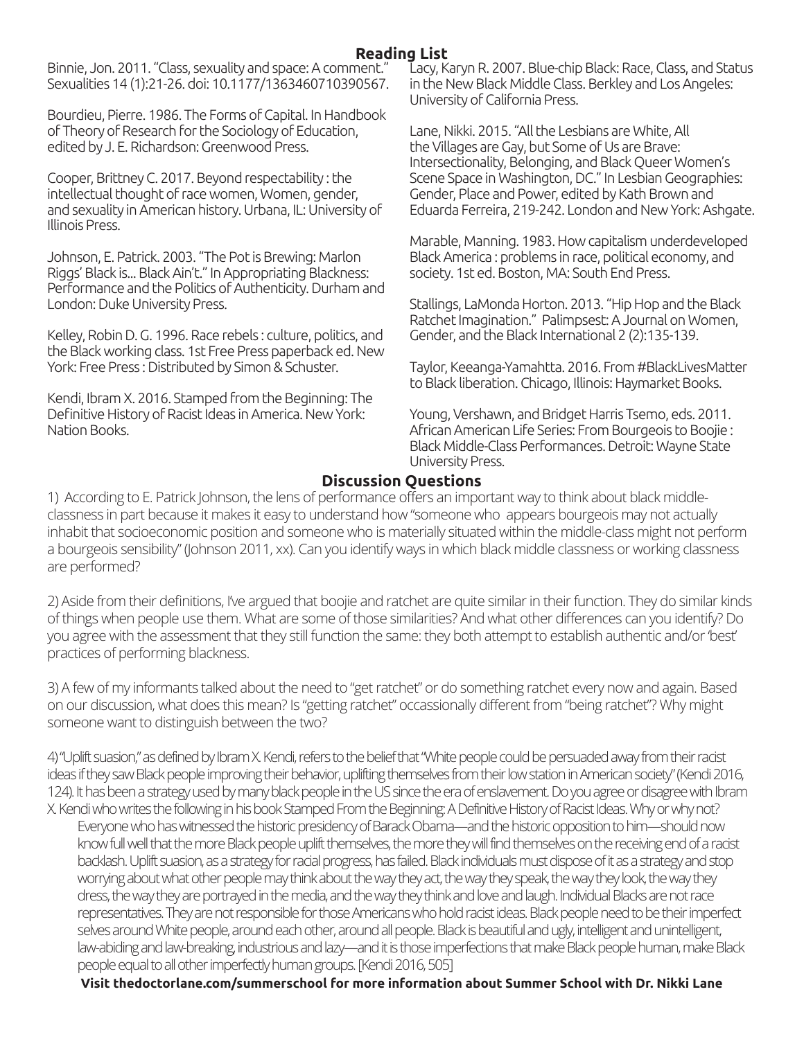## Reading List

Binnie, Jon. 2011. "Class, sexuality and space: A comment." Sexualities 14 (1):21-26. doi: 10.1177/1363460710390567.

Bourdieu, Pierre. 1986. The Forms of Capital. In Handbook of Theory of Research for the Sociology of Education, edited by J. E. Richardson: Greenwood Press.

Cooper, Brittney C. 2017. Beyond respectability : the intellectual thought of race women, Women, gender, and sexuality in American history. Urbana, IL: University of Illinois Press.

Johnson, E. Patrick. 2003. "The Pot is Brewing: Marlon Riggs' Black is... Black Ain't." In Appropriating Blackness: Performance and the Politics of Authenticity. Durham and London: Duke University Press.

Kelley, Robin D. G. 1996. Race rebels : culture, politics, and the Black working class. 1st Free Press paperback ed. New York: Free Press : Distributed by Simon & Schuster.

Kendi, Ibram X. 2016. Stamped from the Beginning: The Definitive History of Racist Ideas in America. New York: Nation Books.

Lacy, Karyn R. 2007. Blue-chip Black: Race, Class, and Status in the New Black Middle Class. Berkley and Los Angeles: University of California Press.

Lane, Nikki. 2015. "All the Lesbians are White, All the Villages are Gay, but Some of Us are Brave: Intersectionality, Belonging, and Black Queer Women's Scene Space in Washington, DC." In Lesbian Geographies: Gender, Place and Power, edited by Kath Brown and Eduarda Ferreira, 219-242. London and New York: Ashgate.

Marable, Manning. 1983. How capitalism underdeveloped Black America : problems in race, political economy, and society. 1st ed. Boston, MA: South End Press.

Stallings, LaMonda Horton. 2013. "Hip Hop and the Black Ratchet Imagination." Palimpsest: A Journal on Women, Gender, and the Black International 2 (2):135-139.

Taylor, Keeanga-Yamahtta. 2016. From #BlackLivesMatter to Black liberation. Chicago, Illinois: Haymarket Books.

Young, Vershawn, and Bridget Harris Tsemo, eds. 2011. African American Life Series: From Bourgeois to Boojie : Black Middle-Class Performances. Detroit: Wayne State University Press.

## Discussion Questions

1) According to E. Patrick Johnson, the lens of performance offers an important way to think about black middle-classness in part because it makes it easy to understand how "someone who appears bourgeois may not actually inhabit that socioeconomic position and someone who is materially situated within the middle-class might not perform a bourgeois sensibility" (Johnson 2011, xx). Can you identify ways in which black middle classness or working classness are performed?

2) Aside from their definitions, I've argued that boojie and ratchet are quite similar in their function. They do similar kinds of things when people use them. What are some of those similarities? And what other differences can you identify? Do you agree with the assessment that they still function the same: they both attempt to establish authentic and/or 'best' practices of performing blackness.

3) A few of my informants talked about the need to "get ratchet" or do something ratchet every now and again. Based on our discussion, what does this mean? Is "getting ratchet" occassionally different from "being ratchet"? Why might someone want to distinguish between the two?

4) "Uplift suasion," as defined by Ibram X. Kendi, refers to the belief that "White people could be persuaded away from their racist ideas if they saw Black people improving their behavior, uplifting themselves from their low station in American society" (Kendi 2016, 124). It has been a strategy used by many black people in the US since the era of enslavement. Do you agree or disagree with Ibram X. Kendi who writes the following in his book Stamped From the Beginning: A Definitive History of Racist Ideas. Why or why not?

> Everyone who has witnessed the historic presidency of Barack Obama—and the historic opposition to him—should now know full well that the more Black people uplift themselves, the more they will find themselves on the receiving end of a racist backlash. Uplift suasion, as a strategy for racial progress, has failed. Black individuals must dispose of it as a strategy and stop worrying about what other people may think about the way they act, the way they speak, the way they look, the way they dress, the way they are portrayed in the media, and the way they think and love and laugh. Individual Blacks are not race representatives. They are not responsible for those Americans who hold racist ideas. Black people need to be their imperfect selves around White people, around each other, around all people. Black is beautiful and ugly, intelligent and unintelligent, law-abiding and law-breaking, industrious and lazy—and it is those imperfections that make Black people human, make Black people equal to all other imperfectly human groups. [Kendi 2016, 505]

**Visit thedoctorlane.com/summerschool for more information about Summer School with Dr. Nikki Lane**